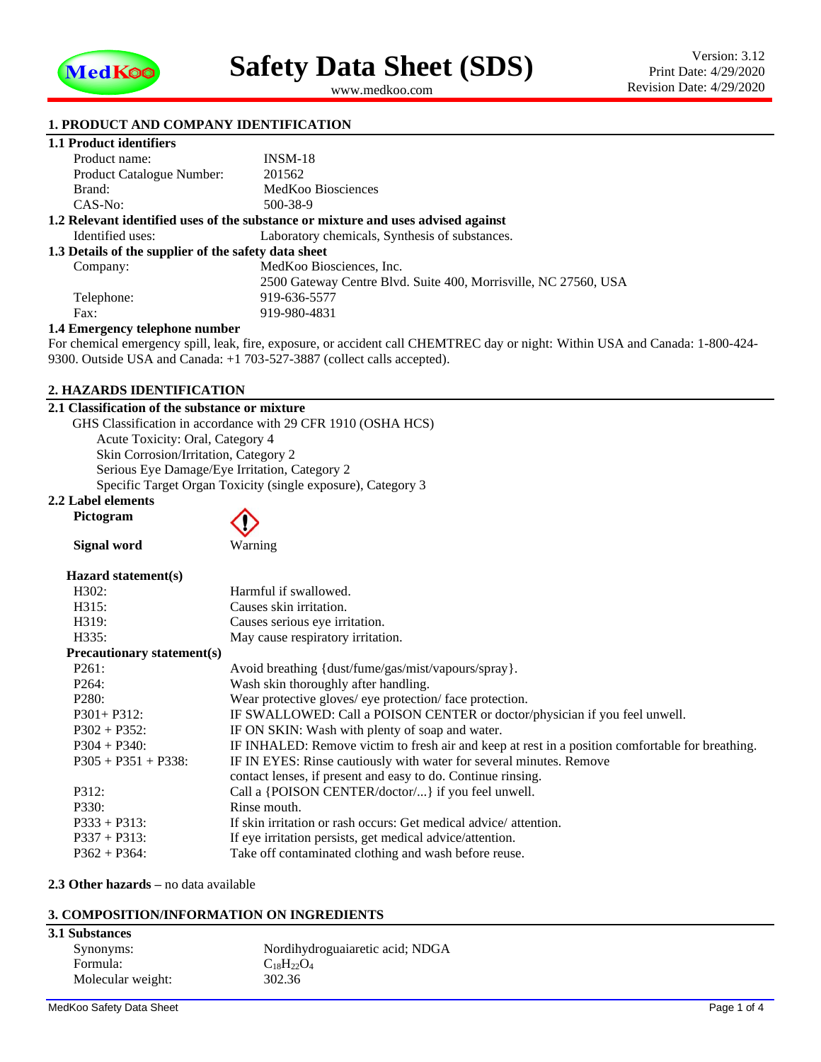# Safety Data Sheet (SDS)

www.medkoo.com

Version: 3.12
Print Date: 4/29/2020
Revision Date: 4/29/2020

## 1. PRODUCT AND COMPANY IDENTIFICATION

### 1.1 Product identifiers

| | |
|---|---|
| Product name: | INSM-18 |
| Product Catalogue Number: | 201562 |
| Brand: | MedKoo Biosciences |
| CAS-No: | 500-38-9 |

### 1.2 Relevant identified uses of the substance or mixture and uses advised against

| | |
|---|---|
| Identified uses: | Laboratory chemicals, Synthesis of substances. |

### 1.3 Details of the supplier of the safety data sheet

| | |
|---|---|
| Company: | MedKoo Biosciences, Inc. 2500 Gateway Centre Blvd. Suite 400, Morrisville, NC 27560, USA |
| Telephone: | 919-636-5577 |
| Fax: | 919-980-4831 |

### 1.4 Emergency telephone number

For chemical emergency spill, leak, fire, exposure, or accident call CHEMTREC day or night: Within USA and Canada: 1-800-424-9300. Outside USA and Canada: +1 703-527-3887 (collect calls accepted).

## 2. HAZARDS IDENTIFICATION

### 2.1 Classification of the substance or mixture

GHS Classification in accordance with 29 CFR 1910 (OSHA HCS)

- Acute Toxicity: Oral, Category 4
- Skin Corrosion/Irritation, Category 2
- Serious Eye Damage/Eye Irritation, Category 2
- Specific Target Organ Toxicity (single exposure), Category 3

### 2.2 Label elements

**Pictogram**

**Signal word** Warning

**Hazard statement(s)**

| | |
|---|---|
| H302: | Harmful if swallowed. |
| H315: | Causes skin irritation. |
| H319: | Causes serious eye irritation. |
| H335: | May cause respiratory irritation. |

**Precautionary statement(s)**

| | |
|---|---|
| P261: | Avoid breathing {dust/fume/gas/mist/vapours/spray}. |
| P264: | Wash skin thoroughly after handling. |
| P280: | Wear protective gloves/ eye protection/ face protection. |
| P301+ P312: | IF SWALLOWED: Call a POISON CENTER or doctor/physician if you feel unwell. |
| P302 + P352: | IF ON SKIN: Wash with plenty of soap and water. |
| P304 + P340: | IF INHALED: Remove victim to fresh air and keep at rest in a position comfortable for breathing. |
| P305 + P351 + P338: | IF IN EYES: Rinse cautiously with water for several minutes. Remove contact lenses, if present and easy to do. Continue rinsing. |
| P312: | Call a {POISON CENTER/doctor/...} if you feel unwell. |
| P330: | Rinse mouth. |
| P333 + P313: | If skin irritation or rash occurs: Get medical advice/ attention. |
| P337 + P313: | If eye irritation persists, get medical advice/attention. |
| P362 + P364: | Take off contaminated clothing and wash before reuse. |

**2.3 Other hazards** – no data available

## 3. COMPOSITION/INFORMATION ON INGREDIENTS

### 3.1 Substances

| | |
|---|---|
| Synonyms: | Nordihydroguaiaretic acid; NDGA |
| Formula: | $C_{18}H_{22}O_4$ |
| Molecular weight: | 302.36 |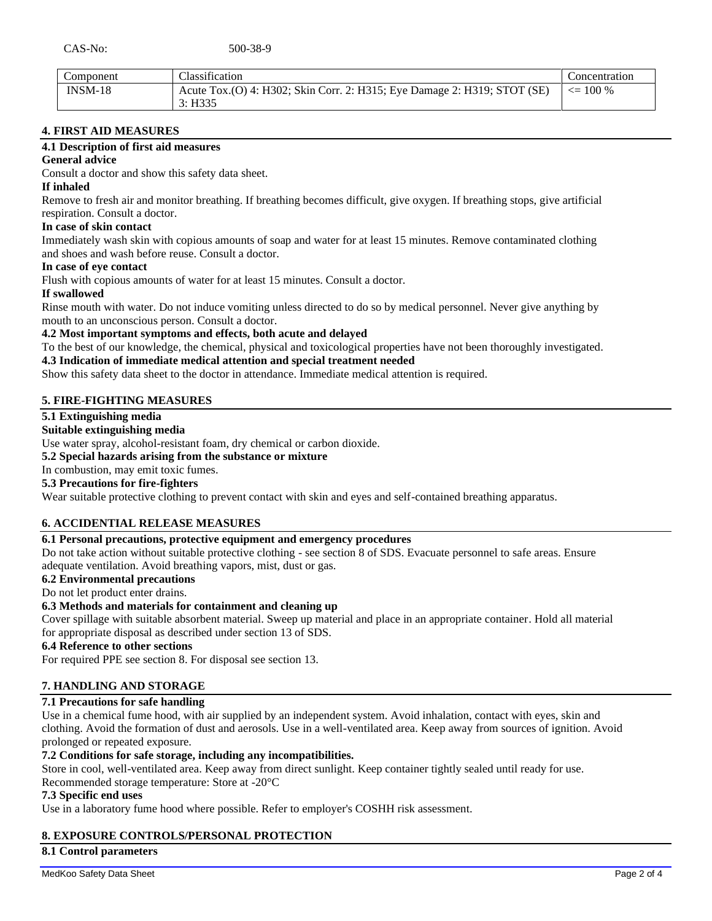CAS-No: 500-38-9

| Component | Classification | Concentration |
|---|---|---|
| INSM-18 | Acute Tox.(O) 4: H302; Skin Corr. 2: H315; Eye Damage 2: H319; STOT (SE) 3: H335 | <= 100 % |

## 4. FIRST AID MEASURES

### 4.1 Description of first aid measures

**General advice**

Consult a doctor and show this safety data sheet.

**If inhaled**

Remove to fresh air and monitor breathing. If breathing becomes difficult, give oxygen. If breathing stops, give artificial respiration. Consult a doctor.

**In case of skin contact**

Immediately wash skin with copious amounts of soap and water for at least 15 minutes. Remove contaminated clothing and shoes and wash before reuse. Consult a doctor.

**In case of eye contact**

Flush with copious amounts of water for at least 15 minutes. Consult a doctor.

**If swallowed**

Rinse mouth with water. Do not induce vomiting unless directed to do so by medical personnel. Never give anything by mouth to an unconscious person. Consult a doctor.

### 4.2 Most important symptoms and effects, both acute and delayed

To the best of our knowledge, the chemical, physical and toxicological properties have not been thoroughly investigated.

### 4.3 Indication of immediate medical attention and special treatment needed

Show this safety data sheet to the doctor in attendance. Immediate medical attention is required.

## 5. FIRE-FIGHTING MEASURES

### 5.1 Extinguishing media

**Suitable extinguishing media**

Use water spray, alcohol-resistant foam, dry chemical or carbon dioxide.

### 5.2 Special hazards arising from the substance or mixture

In combustion, may emit toxic fumes.

### 5.3 Precautions for fire-fighters

Wear suitable protective clothing to prevent contact with skin and eyes and self-contained breathing apparatus.

## 6. ACCIDENTIAL RELEASE MEASURES

### 6.1 Personal precautions, protective equipment and emergency procedures

Do not take action without suitable protective clothing - see section 8 of SDS. Evacuate personnel to safe areas. Ensure adequate ventilation. Avoid breathing vapors, mist, dust or gas.

### 6.2 Environmental precautions

Do not let product enter drains.

### 6.3 Methods and materials for containment and cleaning up

Cover spillage with suitable absorbent material. Sweep up material and place in an appropriate container. Hold all material for appropriate disposal as described under section 13 of SDS.

### 6.4 Reference to other sections

For required PPE see section 8. For disposal see section 13.

## 7. HANDLING AND STORAGE

### 7.1 Precautions for safe handling

Use in a chemical fume hood, with air supplied by an independent system. Avoid inhalation, contact with eyes, skin and clothing. Avoid the formation of dust and aerosols. Use in a well-ventilated area. Keep away from sources of ignition. Avoid prolonged or repeated exposure.

### 7.2 Conditions for safe storage, including any incompatibilities.

Store in cool, well-ventilated area. Keep away from direct sunlight. Keep container tightly sealed until ready for use.
Recommended storage temperature: Store at -20°C

### 7.3 Specific end uses

Use in a laboratory fume hood where possible. Refer to employer's COSHH risk assessment.

## 8. EXPOSURE CONTROLS/PERSONAL PROTECTION

### 8.1 Control parameters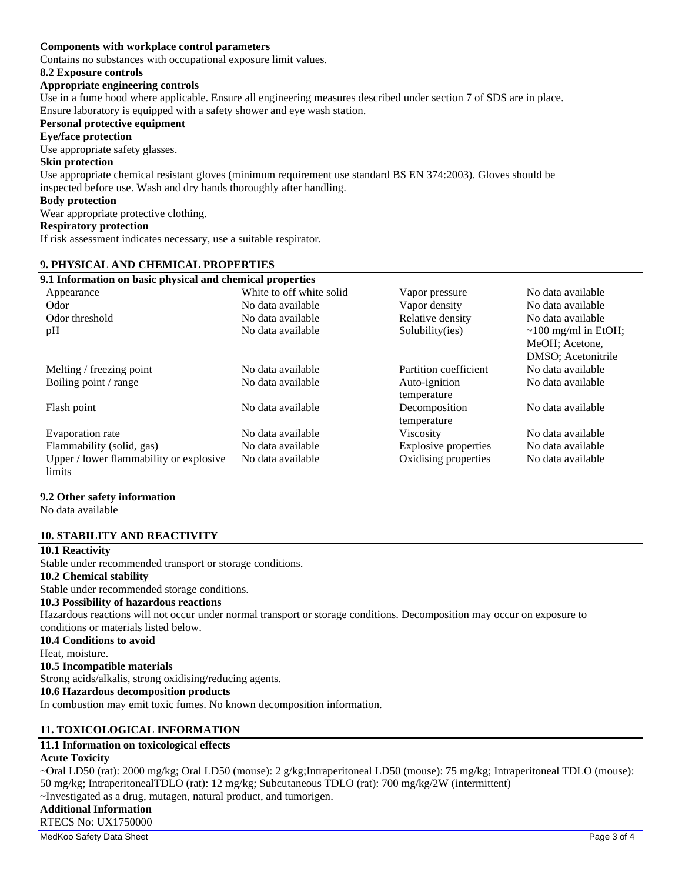**Components with workplace control parameters**

Contains no substances with occupational exposure limit values.

**8.2 Exposure controls**

**Appropriate engineering controls**

Use in a fume hood where applicable. Ensure all engineering measures described under section 7 of SDS are in place. Ensure laboratory is equipped with a safety shower and eye wash station.

**Personal protective equipment**

**Eye/face protection**

Use appropriate safety glasses.

**Skin protection**

Use appropriate chemical resistant gloves (minimum requirement use standard BS EN 374:2003). Gloves should be inspected before use. Wash and dry hands thoroughly after handling.

**Body protection**

Wear appropriate protective clothing.

**Respiratory protection**

If risk assessment indicates necessary, use a suitable respirator.

## 9. PHYSICAL AND CHEMICAL PROPERTIES

**9.1 Information on basic physical and chemical properties**

| Property | Value | Property | Value |
|---|---|---|---|
| Appearance | White to off white solid | Vapor pressure | No data available |
| Odor | No data available | Vapor density | No data available |
| Odor threshold | No data available | Relative density | No data available |
| pH | No data available | Solubility(ies) | ~100 mg/ml in EtOH; MeOH; Acetone, DMSO; Acetonitrile |
| Melting / freezing point | No data available | Partition coefficient | No data available |
| Boiling point / range | No data available | Auto-ignition temperature | No data available |
| Flash point | No data available | Decomposition temperature | No data available |
| Evaporation rate | No data available | Viscosity | No data available |
| Flammability (solid, gas) | No data available | Explosive properties | No data available |
| Upper / lower flammability or explosive limits | No data available | Oxidising properties | No data available |

**9.2 Other safety information**

No data available

## 10. STABILITY AND REACTIVITY

**10.1 Reactivity**

Stable under recommended transport or storage conditions.

**10.2 Chemical stability**

Stable under recommended storage conditions.

**10.3 Possibility of hazardous reactions**

Hazardous reactions will not occur under normal transport or storage conditions. Decomposition may occur on exposure to conditions or materials listed below.

**10.4 Conditions to avoid**

Heat, moisture.

**10.5 Incompatible materials**

Strong acids/alkalis, strong oxidising/reducing agents.

**10.6 Hazardous decomposition products**

In combustion may emit toxic fumes. No known decomposition information.

## 11. TOXICOLOGICAL INFORMATION

**11.1 Information on toxicological effects**

**Acute Toxicity**

~Oral LD50 (rat): 2000 mg/kg; Oral LD50 (mouse): 2 g/kg;Intraperitoneal LD50 (mouse): 75 mg/kg; Intraperitoneal TDLO (mouse): 50 mg/kg; IntraperitonealTDLO (rat): 12 mg/kg; Subcutaneous TDLO (rat): 700 mg/kg/2W (intermittent)

~Investigated as a drug, mutagen, natural product, and tumorigen.

**Additional Information**

RTECS No: UX1750000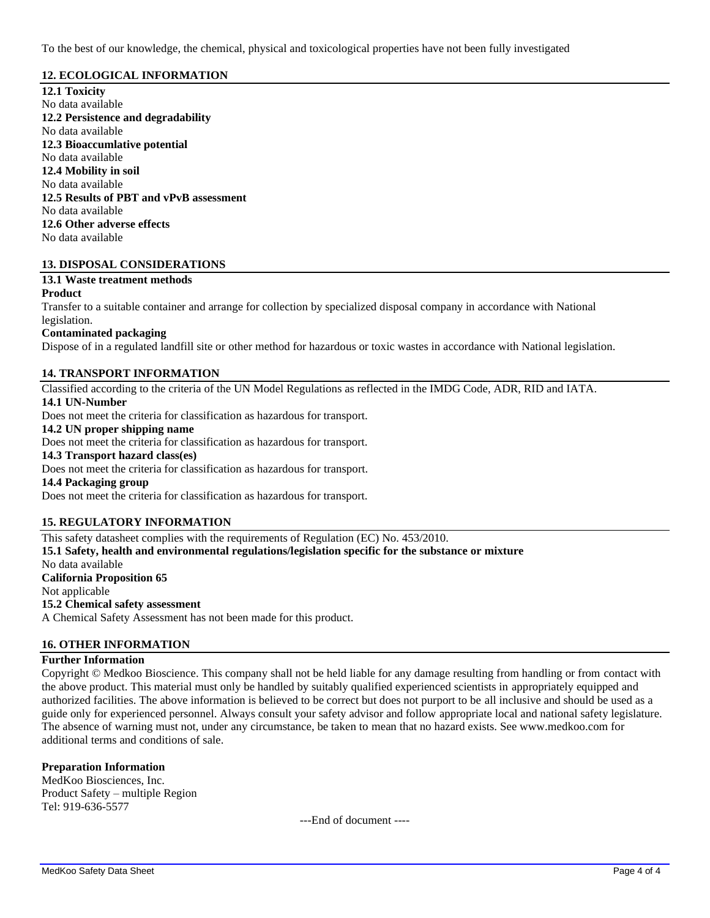To the best of our knowledge, the chemical, physical and toxicological properties have not been fully investigated

## 12. ECOLOGICAL INFORMATION

**12.1 Toxicity**
No data available
**12.2 Persistence and degradability**
No data available
**12.3 Bioaccumlative potential**
No data available
**12.4 Mobility in soil**
No data available
**12.5 Results of PBT and vPvB assessment**
No data available
**12.6 Other adverse effects**
No data available

## 13. DISPOSAL CONSIDERATIONS

**13.1 Waste treatment methods**
**Product**
Transfer to a suitable container and arrange for collection by specialized disposal company in accordance with National legislation.
**Contaminated packaging**
Dispose of in a regulated landfill site or other method for hazardous or toxic wastes in accordance with National legislation.

## 14. TRANSPORT INFORMATION

Classified according to the criteria of the UN Model Regulations as reflected in the IMDG Code, ADR, RID and IATA.
**14.1 UN-Number**
Does not meet the criteria for classification as hazardous for transport.
**14.2 UN proper shipping name**
Does not meet the criteria for classification as hazardous for transport.
**14.3 Transport hazard class(es)**
Does not meet the criteria for classification as hazardous for transport.
**14.4 Packaging group**
Does not meet the criteria for classification as hazardous for transport.

## 15. REGULATORY INFORMATION

This safety datasheet complies with the requirements of Regulation (EC) No. 453/2010.
**15.1 Safety, health and environmental regulations/legislation specific for the substance or mixture**
No data available
**California Proposition 65**
Not applicable
**15.2 Chemical safety assessment**
A Chemical Safety Assessment has not been made for this product.

## 16. OTHER INFORMATION

**Further Information**
Copyright © Medkoo Bioscience. This company shall not be held liable for any damage resulting from handling or from contact with the above product. This material must only be handled by suitably qualified experienced scientists in appropriately equipped and authorized facilities. The above information is believed to be correct but does not purport to be all inclusive and should be used as a guide only for experienced personnel. Always consult your safety advisor and follow appropriate local and national safety legislature. The absence of warning must not, under any circumstance, be taken to mean that no hazard exists. See www.medkoo.com for additional terms and conditions of sale.

**Preparation Information**
MedKoo Biosciences, Inc.
Product Safety – multiple Region
Tel: 919-636-5577

---End of document ----